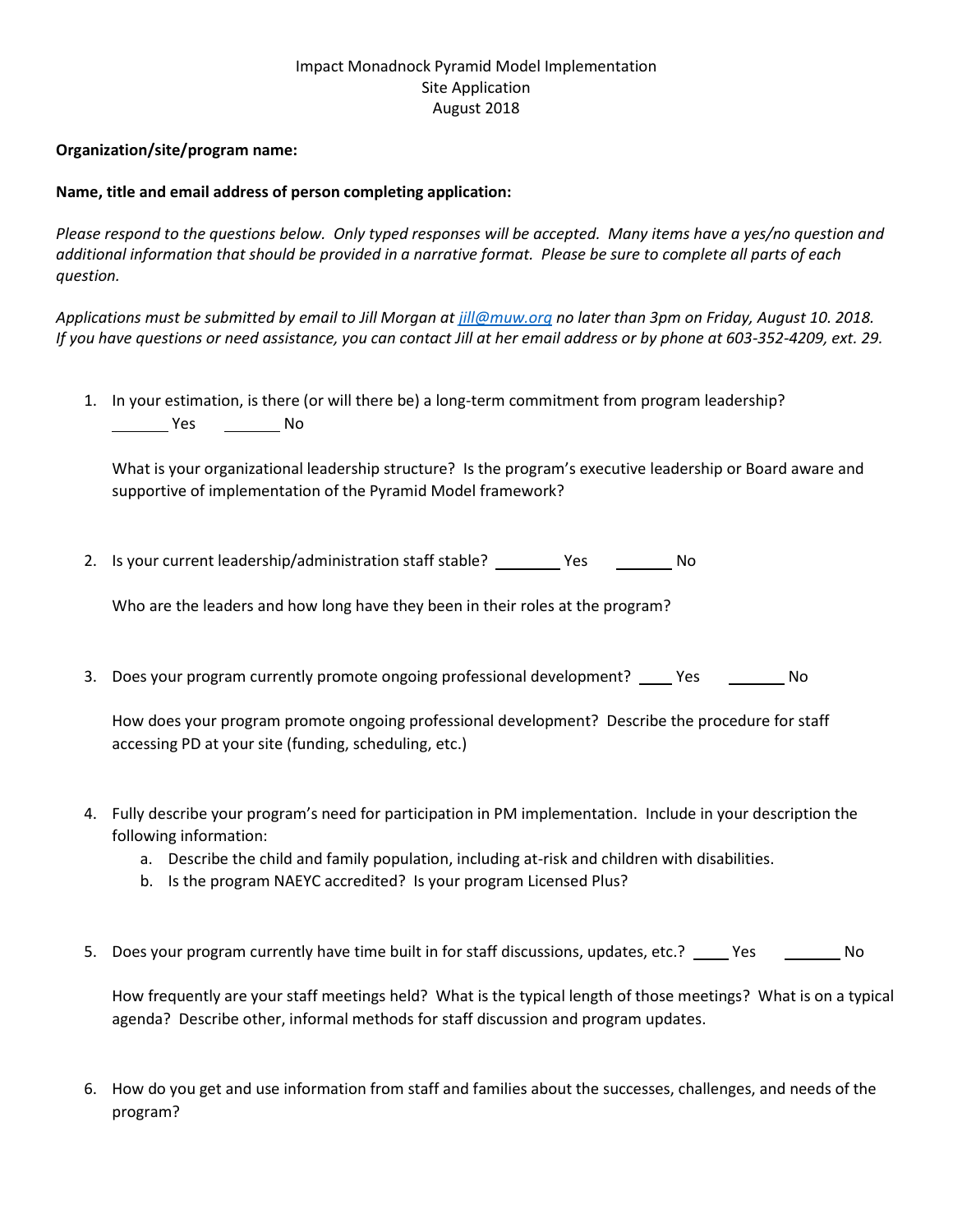Impact Monadnock Pyramid Model Implementation
Site Application
August 2018

**Organization/site/program name:**

**Name, title and email address of person completing application:**

*Please respond to the questions below. Only typed responses will be accepted. Many items have a yes/no question and additional information that should be provided in a narrative format. Please be sure to complete all parts of each question.*

*Applications must be submitted by email to Jill Morgan at [jill@muw.org](mailto:jill@muw.org) no later than 3pm on Friday, August 10. 2018. If you have questions or need assistance, you can contact Jill at her email address or by phone at 603-352-4209, ext. 29.*

1. In your estimation, is there (or will there be) a long-term commitment from program leadership?
   _______ Yes  _______ No

   What is your organizational leadership structure? Is the program's executive leadership or Board aware and supportive of implementation of the Pyramid Model framework?

2. Is your current leadership/administration staff stable? ________ Yes  _______ No

   Who are the leaders and how long have they been in their roles at the program?

3. Does your program currently promote ongoing professional development? ____ Yes  _______ No

   How does your program promote ongoing professional development? Describe the procedure for staff accessing PD at your site (funding, scheduling, etc.)

4. Fully describe your program's need for participation in PM implementation. Include in your description the following information:
   a. Describe the child and family population, including at-risk and children with disabilities.
   b. Is the program NAEYC accredited? Is your program Licensed Plus?

5. Does your program currently have time built in for staff discussions, updates, etc.? ____ Yes  _______ No

   How frequently are your staff meetings held? What is the typical length of those meetings? What is on a typical agenda? Describe other, informal methods for staff discussion and program updates.

6. How do you get and use information from staff and families about the successes, challenges, and needs of the program?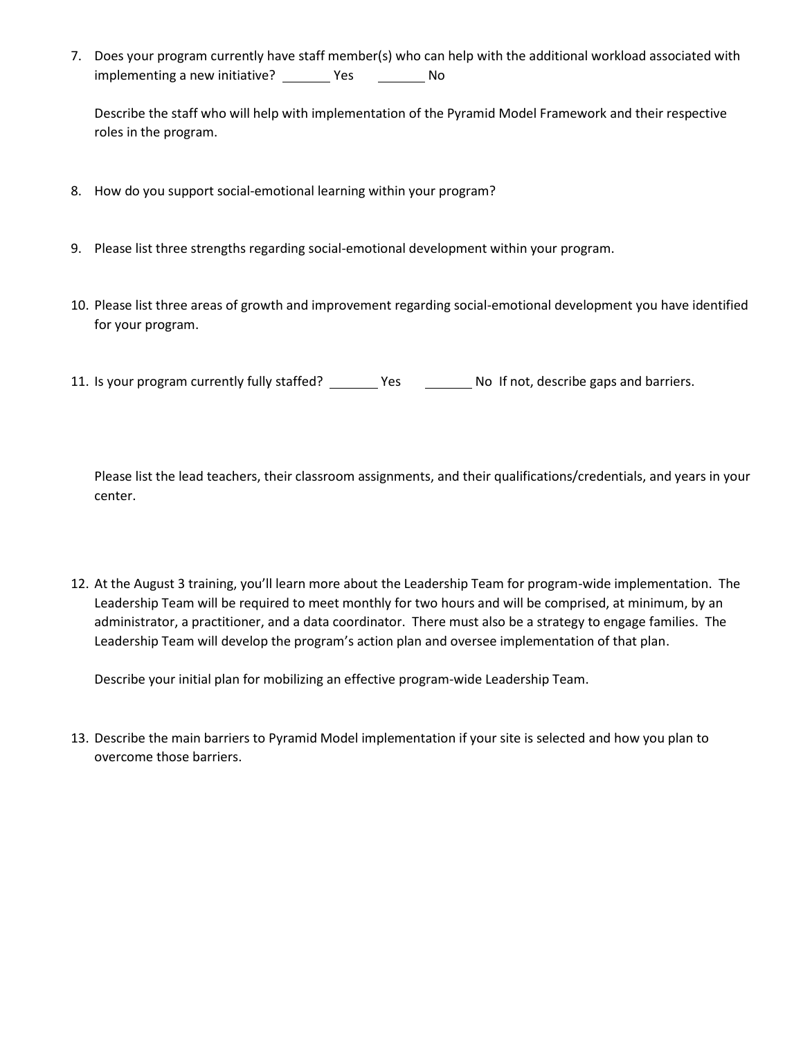7. Does your program currently have staff member(s) who can help with the additional workload associated with implementing a new initiative? _______ Yes _______ No

   Describe the staff who will help with implementation of the Pyramid Model Framework and their respective roles in the program.

8. How do you support social-emotional learning within your program?

9. Please list three strengths regarding social-emotional development within your program.

10. Please list three areas of growth and improvement regarding social-emotional development you have identified for your program.

11. Is your program currently fully staffed? _______ Yes _______ No If not, describe gaps and barriers.

    Please list the lead teachers, their classroom assignments, and their qualifications/credentials, and years in your center.

12. At the August 3 training, you'll learn more about the Leadership Team for program-wide implementation. The Leadership Team will be required to meet monthly for two hours and will be comprised, at minimum, by an administrator, a practitioner, and a data coordinator. There must also be a strategy to engage families. The Leadership Team will develop the program's action plan and oversee implementation of that plan.

    Describe your initial plan for mobilizing an effective program-wide Leadership Team.

13. Describe the main barriers to Pyramid Model implementation if your site is selected and how you plan to overcome those barriers.